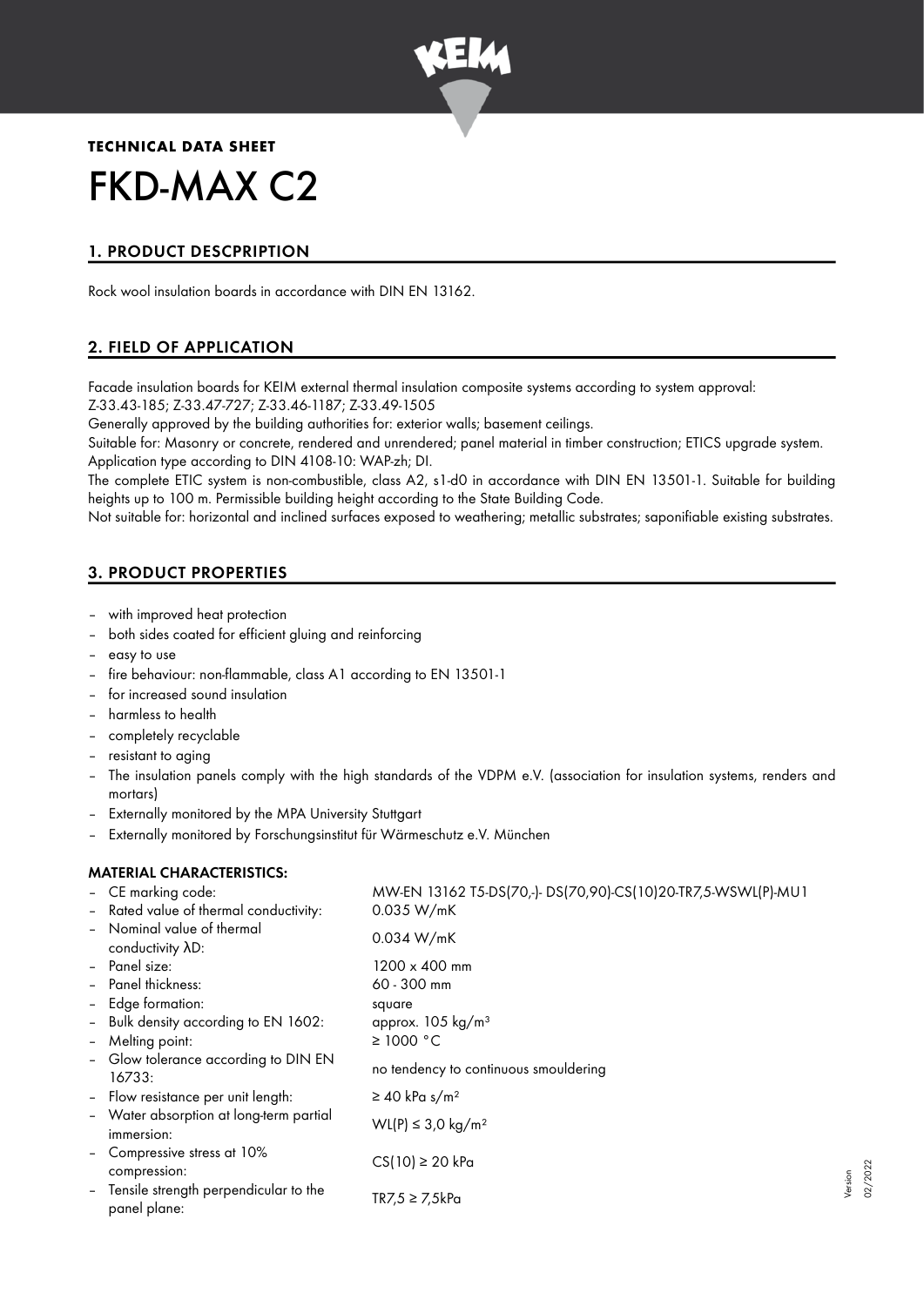**TECHNICAL DATA SHEET**

# FKD-MAX C2

## 1. PRODUCT DESCPRIPTION

Rock wool insulation boards in accordance with DIN EN 13162.

## 2. FIELD OF APPLICATION

Facade insulation boards for KEIM external thermal insulation composite systems according to system approval:
Z-33.43-185; Z-33.47-727; Z-33.46-1187; Z-33.49-1505

Generally approved by the building authorities for: exterior walls; basement ceilings.

Suitable for: Masonry or concrete, rendered and unrendered; panel material in timber construction; ETICS upgrade system.

Application type according to DIN 4108-10: WAP-zh; DI.

The complete ETIC system is non-combustible, class A2, s1-d0 in accordance with DIN EN 13501-1. Suitable for building heights up to 100 m. Permissible building height according to the State Building Code.

Not suitable for: horizontal and inclined surfaces exposed to weathering; metallic substrates; saponifiable existing substrates.

## 3. PRODUCT PROPERTIES

- with improved heat protection
- both sides coated for efficient gluing and reinforcing
- easy to use
- fire behaviour: non-flammable, class A1 according to EN 13501-1
- for increased sound insulation
- harmless to health
- completely recyclable
- resistant to aging
- The insulation panels comply with the high standards of the VDPM e.V. (association for insulation systems, renders and mortars)
- Externally monitored by the MPA University Stuttgart
- Externally monitored by Forschungsinstitut für Wärmeschutz e.V. München

### MATERIAL CHARACTERISTICS:

| | |
|---|---|
| – CE marking code: | MW-EN 13162 T5-DS(70,-)- DS(70,90)-CS(10)20-TR7,5-WSWL(P)-MU1 |
| – Rated value of thermal conductivity: | 0.035 W/mK |
| – Nominal value of thermal conductivity λD: | 0.034 W/mK |
| – Panel size: | 1200 x 400 mm |
| – Panel thickness: | 60 - 300 mm |
| – Edge formation: | square |
| – Bulk density according to EN 1602: | approx. 105 kg/m³ |
| – Melting point: | ≥ 1000 °C |
| – Glow tolerance according to DIN EN 16733: | no tendency to continuous smouldering |
| – Flow resistance per unit length: | ≥ 40 kPa s/m² |
| – Water absorption at long-term partial immersion: | WL(P) ≤ 3,0 kg/m² |
| – Compressive stress at 10% compression: | CS(10) ≥ 20 kPa |
| – Tensile strength perpendicular to the panel plane: | TR7,5 ≥ 7,5kPa |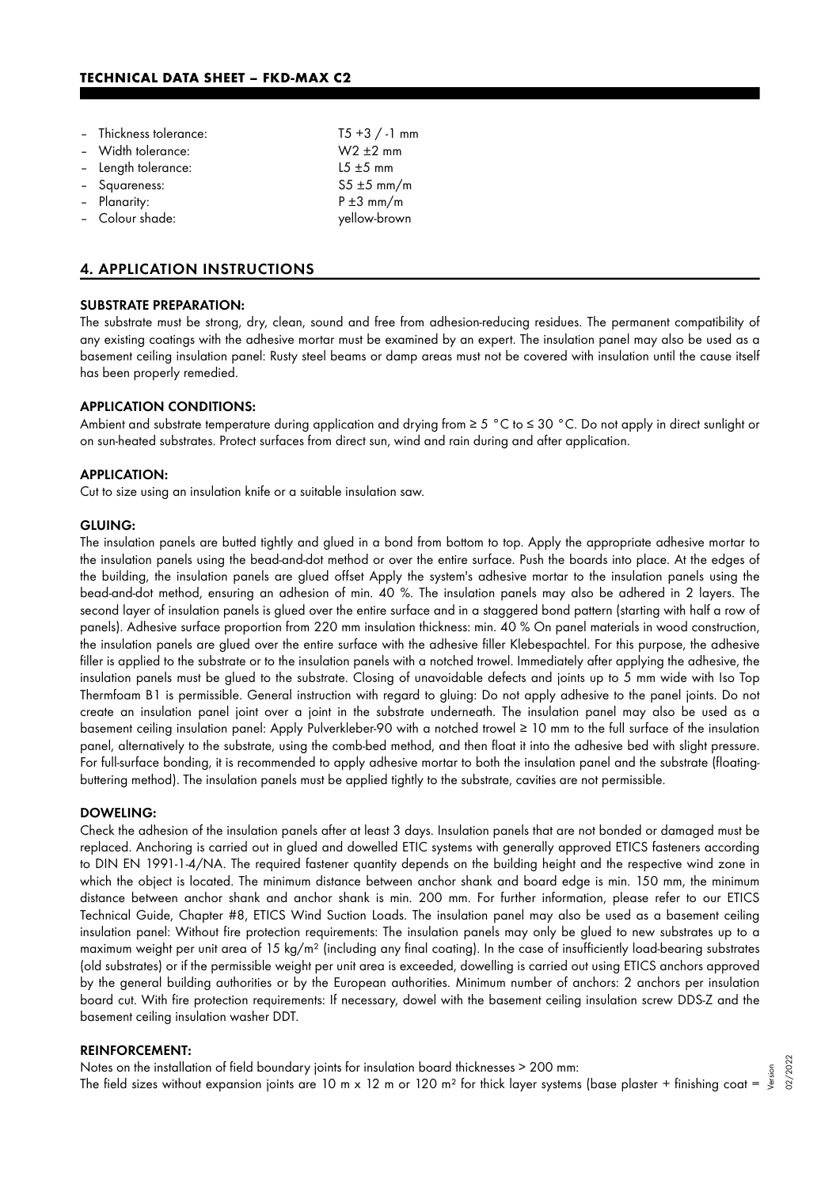- Thickness tolerance: T5 +3 / -1 mm
- Width tolerance: W2 ±2 mm
- Length tolerance: L5 ±5 mm
- Squareness: S5 ±5 mm/m
- Planarity: P ±3 mm/m
- Colour shade: yellow-brown

## 4. APPLICATION INSTRUCTIONS

### SUBSTRATE PREPARATION:

The substrate must be strong, dry, clean, sound and free from adhesion-reducing residues. The permanent compatibility of any existing coatings with the adhesive mortar must be examined by an expert. The insulation panel may also be used as a basement ceiling insulation panel: Rusty steel beams or damp areas must not be covered with insulation until the cause itself has been properly remedied.

### APPLICATION CONDITIONS:

Ambient and substrate temperature during application and drying from ≥ 5 °C to ≤ 30 °C. Do not apply in direct sunlight or on sun-heated substrates. Protect surfaces from direct sun, wind and rain during and after application.

### APPLICATION:

Cut to size using an insulation knife or a suitable insulation saw.

### GLUING:

The insulation panels are butted tightly and glued in a bond from bottom to top. Apply the appropriate adhesive mortar to the insulation panels using the bead-and-dot method or over the entire surface. Push the boards into place. At the edges of the building, the insulation panels are glued offset Apply the system's adhesive mortar to the insulation panels using the bead-and-dot method, ensuring an adhesion of min. 40 %. The insulation panels may also be adhered in 2 layers. The second layer of insulation panels is glued over the entire surface and in a staggered bond pattern (starting with half a row of panels). Adhesive surface proportion from 220 mm insulation thickness: min. 40 % On panel materials in wood construction, the insulation panels are glued over the entire surface with the adhesive filler Klebespachtel. For this purpose, the adhesive filler is applied to the substrate or to the insulation panels with a notched trowel. Immediately after applying the adhesive, the insulation panels must be glued to the substrate. Closing of unavoidable defects and joints up to 5 mm wide with Iso Top Thermfoam B1 is permissible. General instruction with regard to gluing: Do not apply adhesive to the panel joints. Do not create an insulation panel joint over a joint in the substrate underneath. The insulation panel may also be used as a basement ceiling insulation panel: Apply Pulverkleber-90 with a notched trowel ≥ 10 mm to the full surface of the insulation panel, alternatively to the substrate, using the comb-bed method, and then float it into the adhesive bed with slight pressure. For full-surface bonding, it is recommended to apply adhesive mortar to both the insulation panel and the substrate (floating-buttering method). The insulation panels must be applied tightly to the substrate, cavities are not permissible.

### DOWELING:

Check the adhesion of the insulation panels after at least 3 days. Insulation panels that are not bonded or damaged must be replaced. Anchoring is carried out in glued and dowelled ETIC systems with generally approved ETICS fasteners according to DIN EN 1991-1-4/NA. The required fastener quantity depends on the building height and the respective wind zone in which the object is located. The minimum distance between anchor shank and board edge is min. 150 mm, the minimum distance between anchor shank and anchor shank is min. 200 mm. For further information, please refer to our ETICS Technical Guide, Chapter #8, ETICS Wind Suction Loads. The insulation panel may also be used as a basement ceiling insulation panel: Without fire protection requirements: The insulation panels may only be glued to new substrates up to a maximum weight per unit area of 15 kg/m² (including any final coating). In the case of insufficiently load-bearing substrates (old substrates) or if the permissible weight per unit area is exceeded, dowelling is carried out using ETICS anchors approved by the general building authorities or by the European authorities. Minimum number of anchors: 2 anchors per insulation board cut. With fire protection requirements: If necessary, dowel with the basement ceiling insulation screw DDS-Z and the basement ceiling insulation washer DDT.

### REINFORCEMENT:

Notes on the installation of field boundary joints for insulation board thicknesses > 200 mm:
The field sizes without expansion joints are 10 m x 12 m or 120 m² for thick layer systems (base plaster + finishing coat =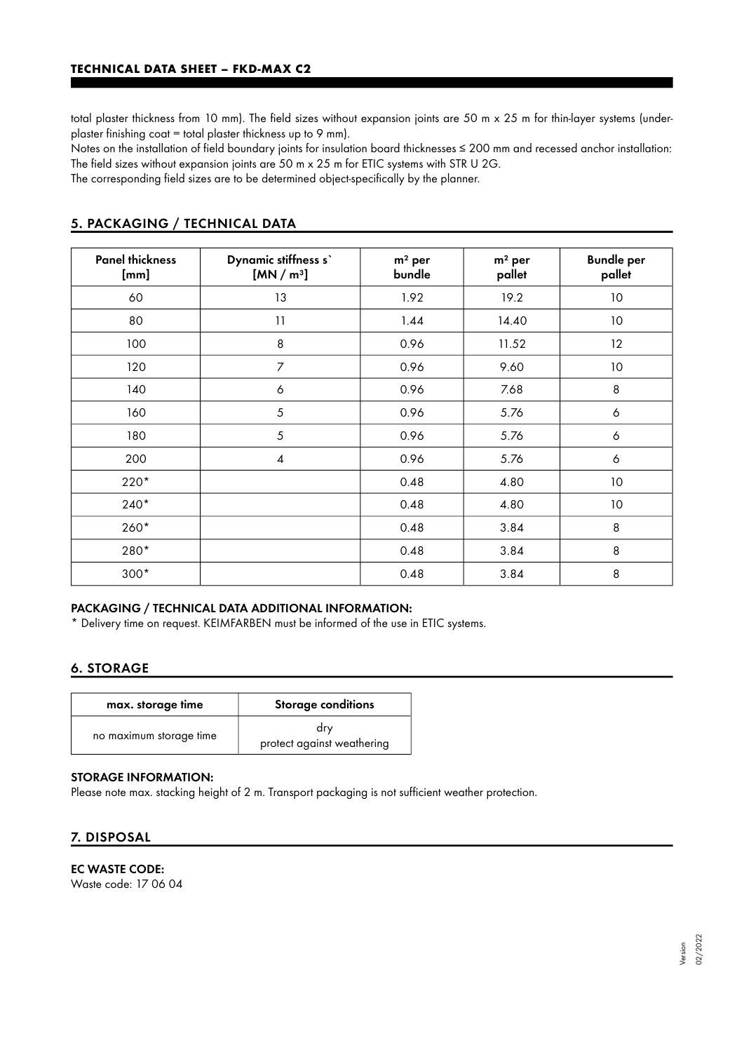total plaster thickness from 10 mm). The field sizes without expansion joints are 50 m x 25 m for thin-layer systems (under-plaster finishing coat = total plaster thickness up to 9 mm).
Notes on the installation of field boundary joints for insulation board thicknesses ≤ 200 mm and recessed anchor installation: The field sizes without expansion joints are 50 m x 25 m for ETIC systems with STR U 2G.
The corresponding field sizes are to be determined object-specifically by the planner.

## 5. PACKAGING / TECHNICAL DATA

| Panel thickness [mm] | Dynamic stiffness s` [MN / m³] | m² per bundle | m² per pallet | Bundle per pallet |
|---|---|---|---|---|
| 60 | 13 | 1.92 | 19.2 | 10 |
| 80 | 11 | 1.44 | 14.40 | 10 |
| 100 | 8 | 0.96 | 11.52 | 12 |
| 120 | 7 | 0.96 | 9.60 | 10 |
| 140 | 6 | 0.96 | 7.68 | 8 |
| 160 | 5 | 0.96 | 5.76 | 6 |
| 180 | 5 | 0.96 | 5.76 | 6 |
| 200 | 4 | 0.96 | 5.76 | 6 |
| 220* | | 0.48 | 4.80 | 10 |
| 240* | | 0.48 | 4.80 | 10 |
| 260* | | 0.48 | 3.84 | 8 |
| 280* | | 0.48 | 3.84 | 8 |
| 300* | | 0.48 | 3.84 | 8 |

### PACKAGING / TECHNICAL DATA ADDITIONAL INFORMATION:

* Delivery time on request. KEIMFARBEN must be informed of the use in ETIC systems.

## 6. STORAGE

| max. storage time | Storage conditions |
|---|---|
| no maximum storage time | dry<br>protect against weathering |

### STORAGE INFORMATION:

Please note max. stacking height of 2 m. Transport packaging is not sufficient weather protection.

## 7. DISPOSAL

### EC WASTE CODE:

Waste code: 17 06 04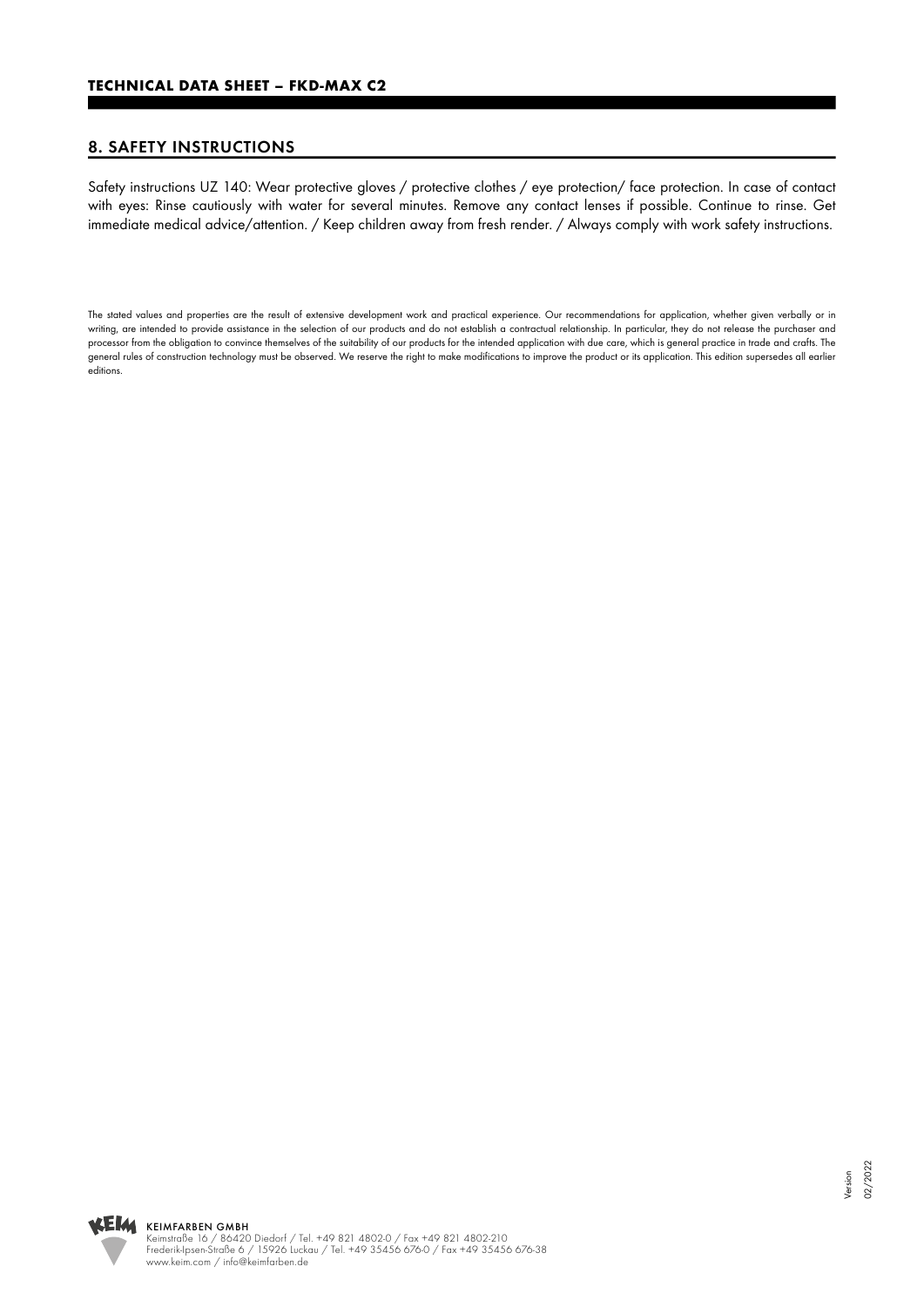## 8. SAFETY INSTRUCTIONS

Safety instructions UZ 140: Wear protective gloves / protective clothes / eye protection/ face protection. In case of contact with eyes: Rinse cautiously with water for several minutes. Remove any contact lenses if possible. Continue to rinse. Get immediate medical advice/attention. / Keep children away from fresh render. / Always comply with work safety instructions.

The stated values and properties are the result of extensive development work and practical experience. Our recommendations for application, whether given verbally or in writing, are intended to provide assistance in the selection of our products and do not establish a contractual relationship. In particular, they do not release the purchaser and processor from the obligation to convince themselves of the suitability of our products for the intended application with due care, which is general practice in trade and crafts. The general rules of construction technology must be observed. We reserve the right to make modifications to improve the product or its application. This edition supersedes all earlier editions.